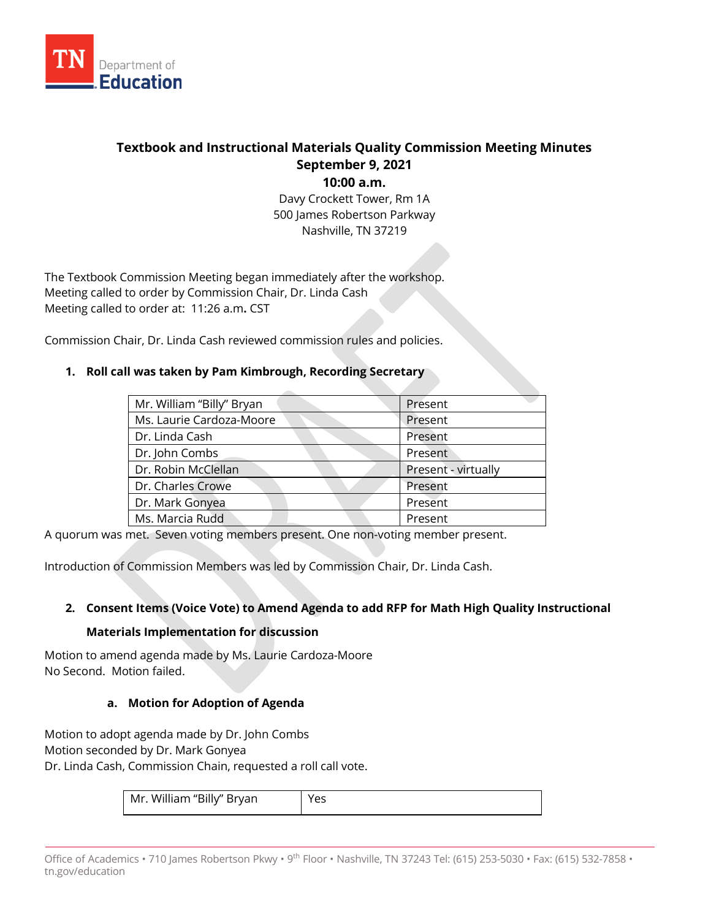# Textbook and Instructional Materials Quality Commission Meeting Minutes

**September 9, 2021**

**10:00 a.m.**

Davy Crockett Tower, Rm 1A
500 James Robertson Parkway
Nashville, TN 37219

The Textbook Commission Meeting began immediately after the workshop.
Meeting called to order by Commission Chair, Dr. Linda Cash
Meeting called to order at: 11:26 a.m**.** CST

Commission Chair, Dr. Linda Cash reviewed commission rules and policies.

1. **Roll call was taken by Pam Kimbrough, Recording Secretary**

| Mr. William “Billy” Bryan | Present |
|---|---|
| Ms. Laurie Cardoza-Moore | Present |
| Dr. Linda Cash | Present |
| Dr. John Combs | Present |
| Dr. Robin McClellan | Present - virtually |
| Dr. Charles Crowe | Present |
| Dr. Mark Gonyea | Present |
| Ms. Marcia Rudd | Present |

A quorum was met. Seven voting members present. One non-voting member present.

Introduction of Commission Members was led by Commission Chair, Dr. Linda Cash.

2. **Consent Items (Voice Vote) to Amend Agenda to add RFP for Math High Quality Instructional Materials Implementation for discussion**

Motion to amend agenda made by Ms. Laurie Cardoza-Moore
No Second. Motion failed.

**a. Motion for Adoption of Agenda**

Motion to adopt agenda made by Dr. John Combs
Motion seconded by Dr. Mark Gonyea
Dr. Linda Cash, Commission Chain, requested a roll call vote.

| Mr. William “Billy” Bryan | Yes |
|---|---|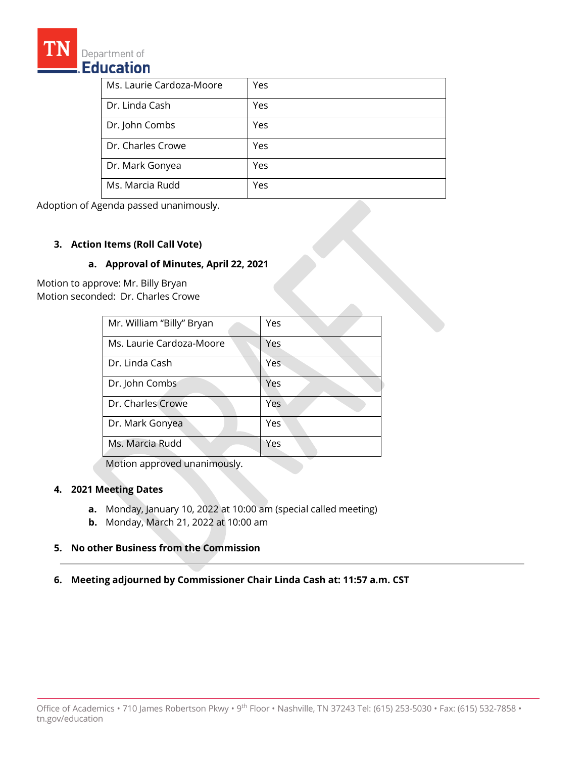| | |
|---|---|
| Ms. Laurie Cardoza-Moore | Yes |
| Dr. Linda Cash | Yes |
| Dr. John Combs | Yes |
| Dr. Charles Crowe | Yes |
| Dr. Mark Gonyea | Yes |
| Ms. Marcia Rudd | Yes |

Adoption of Agenda passed unanimously.

3. **Action Items (Roll Call Vote)**

   a. **Approval of Minutes, April 22, 2021**

Motion to approve: Mr. Billy Bryan
Motion seconded: Dr. Charles Crowe

| | |
|---|---|
| Mr. William "Billy" Bryan | Yes |
| Ms. Laurie Cardoza-Moore | Yes |
| Dr. Linda Cash | Yes |
| Dr. John Combs | Yes |
| Dr. Charles Crowe | Yes |
| Dr. Mark Gonyea | Yes |
| Ms. Marcia Rudd | Yes |

Motion approved unanimously.

4. **2021 Meeting Dates**

   a. Monday, January 10, 2022 at 10:00 am (special called meeting)
   b. Monday, March 21, 2022 at 10:00 am

5. **No other Business from the Commission**

6. **Meeting adjourned by Commissioner Chair Linda Cash at: 11:57 a.m. CST**